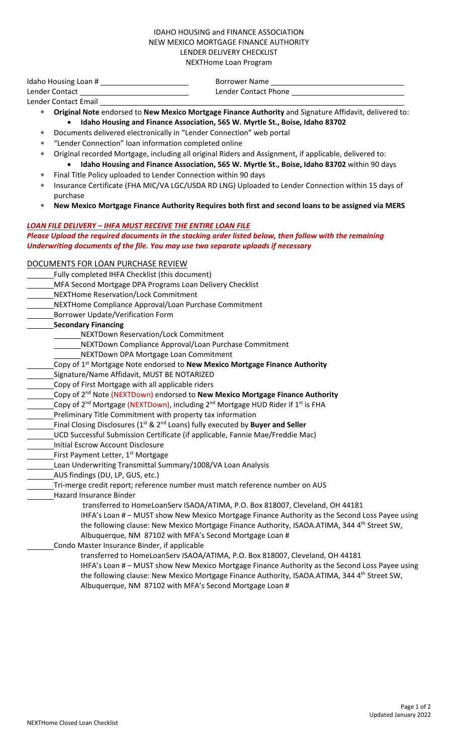IDAHO HOUSING and FINANCE ASSOCIATION
NEW MEXICO MORTGAGE FINANCE AUTHORITY
LENDER DELIVERY CHECKLIST
NEXTHome Loan Program

Idaho Housing Loan # ______________________ Borrower Name ________________________________

Lender Contact __________________________ Lender Contact Phone ___________________________

Lender Contact Email ________________________________________________________________

- **Original Note** endorsed to **New Mexico Mortgage Finance Authority** and Signature Affidavit, delivered to:
  - **Idaho Housing and Finance Association, 565 W. Myrtle St., Boise, Idaho 83702**
- Documents delivered electronically in "Lender Connection" web portal
- "Lender Connection" loan information completed online
- Original recorded Mortgage, including all original Riders and Assignment, if applicable, delivered to:
  - **Idaho Housing and Finance Association, 565 W. Myrtle St., Boise, Idaho 83702** within 90 days
- Final Title Policy uploaded to Lender Connection within 90 days
- Insurance Certificate (FHA MIC/VA LGC/USDA RD LNG) Uploaded to Lender Connection within 15 days of purchase
- **New Mexico Mortgage Finance Authority Requires both first and second loans to be assigned via MERS**

***LOAN FILE DELIVERY – IHFA MUST RECEIVE THE ENTIRE LOAN FILE***

***Please Upload the required documents in the stacking order listed below, then follow with the remaining Underwriting documents of the file. You may use two separate uploads if necessary***

DOCUMENTS FOR LOAN PURCHASE REVIEW

______ Fully completed IHFA Checklist (this document)
______ MFA Second Mortgage DPA Programs Loan Delivery Checklist
______ NEXTHome Reservation/Lock Commitment
______ NEXTHome Compliance Approval/Loan Purchase Commitment
______ Borrower Update/Verification Form
______ **Secondary Financing**
　　______ NEXTDown Reservation/Lock Commitment
　　______ NEXTDown Compliance Approval/Loan Purchase Commitment
　　______ NEXTDown DPA Mortgage Loan Commitment
______ Copy of 1st Mortgage Note endorsed to **New Mexico Mortgage Finance Authority**
______ Signature/Name Affidavit, MUST BE NOTARIZED
______ Copy of First Mortgage with all applicable riders
______ Copy of 2nd Note (NEXTDown) endorsed to **New Mexico Mortgage Finance Authority**
______ Copy of 2nd Mortgage (NEXTDown), including 2nd Mortgage HUD Rider if 1st is FHA
______ Preliminary Title Commitment with property tax information
______ Final Closing Disclosures (1st & 2nd Loans) fully executed by **Buyer and Seller**
______ UCD Successful Submission Certificate (if applicable, Fannie Mae/Freddie Mac)
______ Initial Escrow Account Disclosure
______ First Payment Letter, 1st Mortgage
______ Loan Underwriting Transmittal Summary/1008/VA Loan Analysis
______ AUS findings (DU, LP, GUS, etc.)
______ Tri-merge credit report; reference number must match reference number on AUS
______ Hazard Insurance Binder
　　transferred to HomeLoanServ ISAOA/ATIMA, P.O. Box 818007, Cleveland, OH 44181
　　IHFA's Loan # – MUST show New Mexico Mortgage Finance Authority as the Second Loss Payee using the following clause: New Mexico Mortgage Finance Authority, ISAOA.ATIMA, 344 4th Street SW, Albuquerque, NM 87102 with MFA's Second Mortgage Loan #
______ Condo Master Insurance Binder, if applicable
　　transferred to HomeLoanServ ISAOA/ATIMA, P.O. Box 818007, Cleveland, OH 44181
　　IHFA's Loan # – MUST show New Mexico Mortgage Finance Authority as the Second Loss Payee using the following clause: New Mexico Mortgage Finance Authority, ISAOA.ATIMA, 344 4th Street SW, Albuquerque, NM 87102 with MFA's Second Mortgage Loan #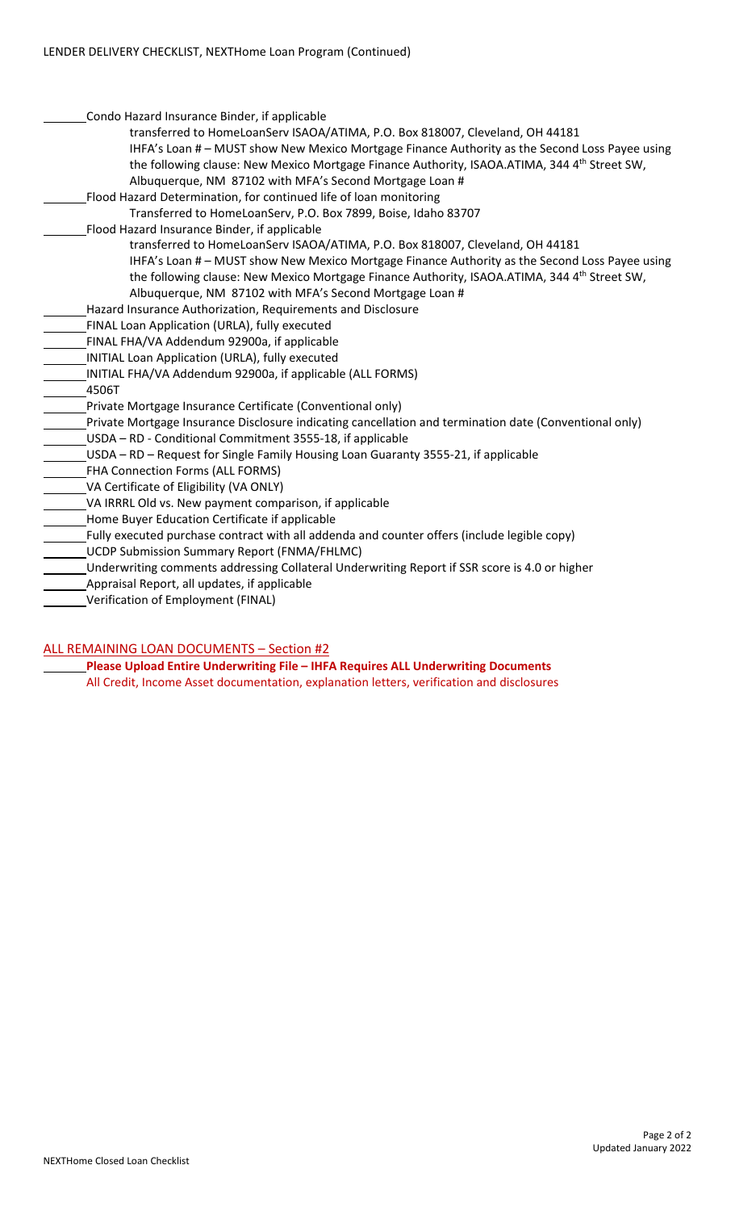LENDER DELIVERY CHECKLIST, NEXTHome Loan Program (Continued)

- ______ Condo Hazard Insurance Binder, if applicable
  - transferred to HomeLoanServ ISAOA/ATIMA, P.O. Box 818007, Cleveland, OH 44181
  - IHFA's Loan # – MUST show New Mexico Mortgage Finance Authority as the Second Loss Payee using the following clause: New Mexico Mortgage Finance Authority, ISAOA.ATIMA, 344 4th Street SW, Albuquerque, NM 87102 with MFA's Second Mortgage Loan #
- ______ Flood Hazard Determination, for continued life of loan monitoring
  - Transferred to HomeLoanServ, P.O. Box 7899, Boise, Idaho 83707
- ______ Flood Hazard Insurance Binder, if applicable
  - transferred to HomeLoanServ ISAOA/ATIMA, P.O. Box 818007, Cleveland, OH 44181
  - IHFA's Loan # – MUST show New Mexico Mortgage Finance Authority as the Second Loss Payee using the following clause: New Mexico Mortgage Finance Authority, ISAOA.ATIMA, 344 4th Street SW, Albuquerque, NM 87102 with MFA's Second Mortgage Loan #
- ______ Hazard Insurance Authorization, Requirements and Disclosure
- ______ FINAL Loan Application (URLA), fully executed
- ______ FINAL FHA/VA Addendum 92900a, if applicable
- ______ INITIAL Loan Application (URLA), fully executed
- ______ INITIAL FHA/VA Addendum 92900a, if applicable (ALL FORMS)
- ______ 4506T
- ______ Private Mortgage Insurance Certificate (Conventional only)
- ______ Private Mortgage Insurance Disclosure indicating cancellation and termination date (Conventional only)
- ______ USDA – RD - Conditional Commitment 3555-18, if applicable
- ______ USDA – RD – Request for Single Family Housing Loan Guaranty 3555-21, if applicable
- ______ FHA Connection Forms (ALL FORMS)
- ______ VA Certificate of Eligibility (VA ONLY)
- ______ VA IRRRL Old vs. New payment comparison, if applicable
- ______ Home Buyer Education Certificate if applicable
- ______ Fully executed purchase contract with all addenda and counter offers (include legible copy)
- ______ UCDP Submission Summary Report (FNMA/FHLMC)
- ______ Underwriting comments addressing Collateral Underwriting Report if SSR score is 4.0 or higher
- ______ Appraisal Report, all updates, if applicable
- ______ Verification of Employment (FINAL)

## ALL REMAINING LOAN DOCUMENTS – Section #2

- ______ **Please Upload Entire Underwriting File – IHFA Requires ALL Underwriting Documents**
  - All Credit, Income Asset documentation, explanation letters, verification and disclosures